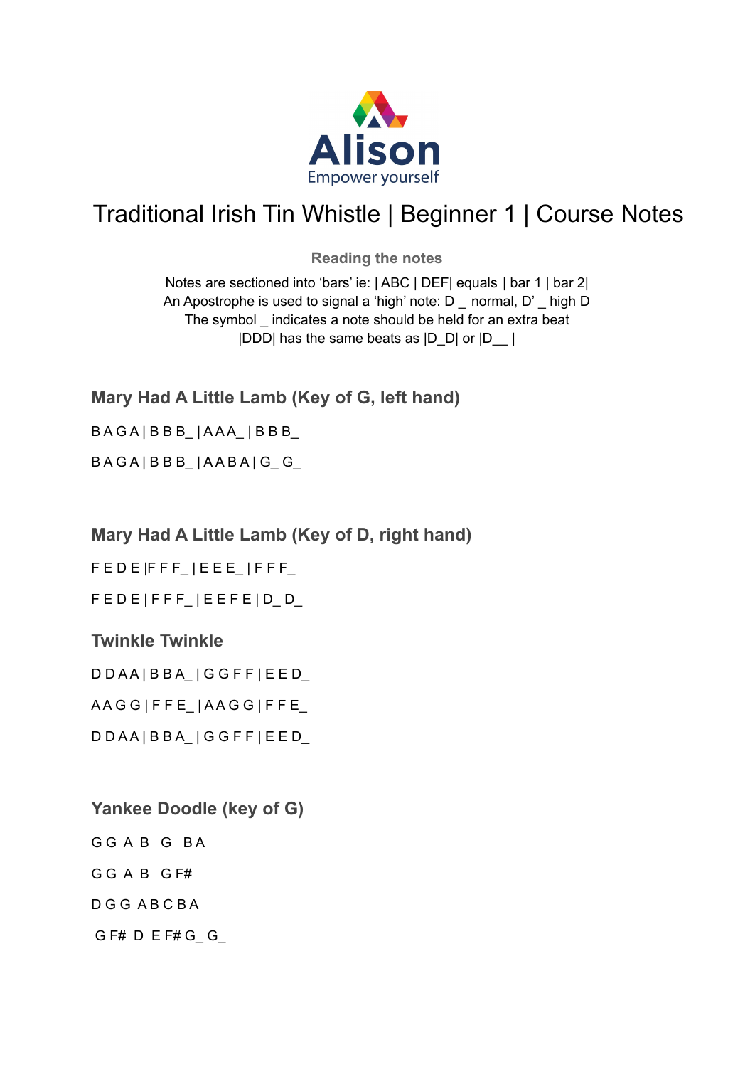Alison
Empower yourself

# Traditional Irish Tin Whistle | Beginner 1 | Course Notes

### Reading the notes

Notes are sectioned into 'bars' ie: | ABC | DEF| equals | bar 1 | bar 2|
An Apostrophe is used to signal a 'high' note: D _ normal, D' _ high D
The symbol _ indicates a note should be held for an extra beat
|DDD| has the same beats as |D_D| or |D__ |

## Mary Had A Little Lamb (Key of G, left hand)

B A G A | B B B_ | A A A_ | B B B_

B A G A | B B B_ | A A B A | G_ G_

## Mary Had A Little Lamb (Key of D, right hand)

F E D E |F F F_ | E E E_ | F F F_

F E D E | F F F_ | E E F E | D_ D_

## Twinkle Twinkle

D D A A | B B A_ | G G F F | E E D_

A A G G | F F E_ | A A G G | F F E_

D D A A | B B A_ | G G F F | E E D_

## Yankee Doodle (key of G)

G G A B G BA

G G A B G F#

D G G A B C B A

G F# D E F# G_ G_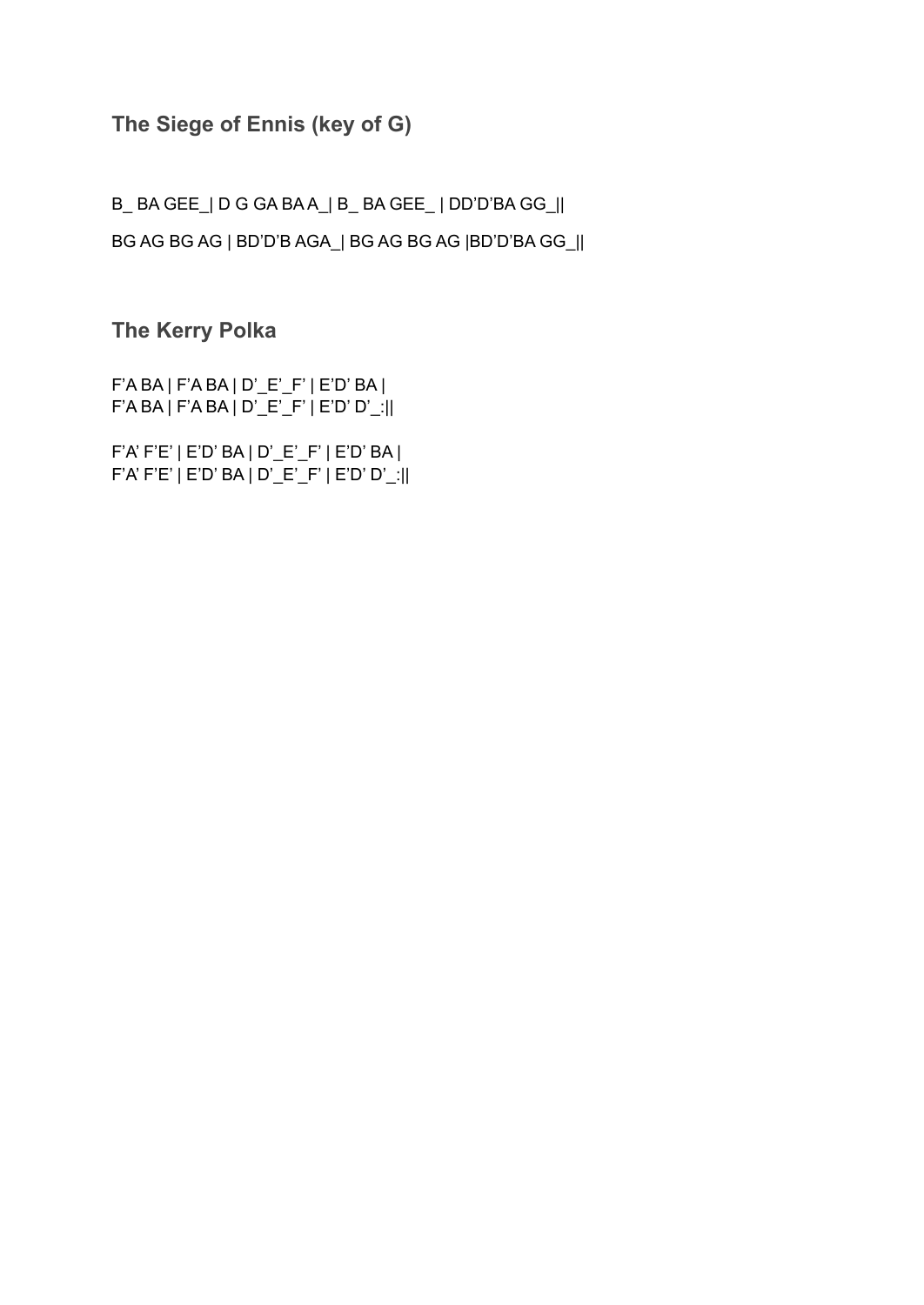## The Siege of Ennis (key of G)

B_ BA GEE_| D G GA BA A_| B_ BA GEE_ | DD’D’BA GG_||

BG AG BG AG | BD’D’B AGA_| BG AG BG AG |BD’D’BA GG_||

## The Kerry Polka

F’A BA | F’A BA | D’_E’_F’ | E’D’ BA |
F’A BA | F’A BA | D’_E’_F’ | E’D’ D’_:||

F’A’ F’E’ | E’D’ BA | D’_E’_F’ | E’D’ BA |
F’A’ F’E’ | E’D’ BA | D’_E’_F’ | E’D’ D’_:||